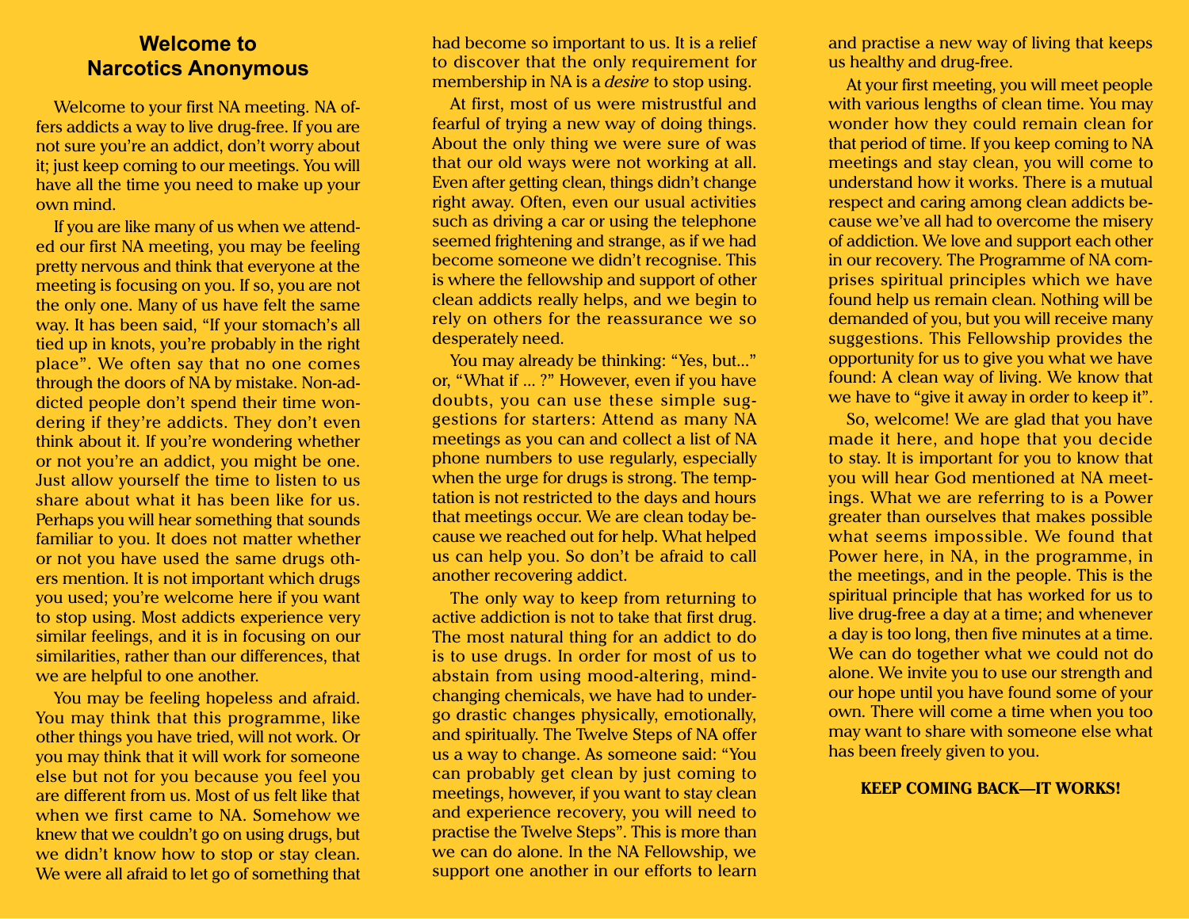# Welcome to Narcotics Anonymous

Welcome to your first NA meeting. NA offers addicts a way to live drug-free. If you are not sure you're an addict, don't worry about it; just keep coming to our meetings. You will have all the time you need to make up your own mind.

If you are like many of us when we attended our first NA meeting, you may be feeling pretty nervous and think that everyone at the meeting is focusing on you. If so, you are not the only one. Many of us have felt the same way. It has been said, "If your stomach's all tied up in knots, you're probably in the right place". We often say that no one comes through the doors of NA by mistake. Non-addicted people don't spend their time wondering if they're addicts. They don't even think about it. If you're wondering whether or not you're an addict, you might be one. Just allow yourself the time to listen to us share about what it has been like for us. Perhaps you will hear something that sounds familiar to you. It does not matter whether or not you have used the same drugs others mention. It is not important which drugs you used; you're welcome here if you want to stop using. Most addicts experience very similar feelings, and it is in focusing on our similarities, rather than our differences, that we are helpful to one another.

You may be feeling hopeless and afraid. You may think that this programme, like other things you have tried, will not work. Or you may think that it will work for someone else but not for you because you feel you are different from us. Most of us felt like that when we first came to NA. Somehow we knew that we couldn't go on using drugs, but we didn't know how to stop or stay clean. We were all afraid to let go of something that had become so important to us. It is a relief to discover that the only requirement for membership in NA is a *desire* to stop using.

At first, most of us were mistrustful and fearful of trying a new way of doing things. About the only thing we were sure of was that our old ways were not working at all. Even after getting clean, things didn't change right away. Often, even our usual activities such as driving a car or using the telephone seemed frightening and strange, as if we had become someone we didn't recognise. This is where the fellowship and support of other clean addicts really helps, and we begin to rely on others for the reassurance we so desperately need.

You may already be thinking: "Yes, but..." or, "What if ... ?" However, even if you have doubts, you can use these simple suggestions for starters: Attend as many NA meetings as you can and collect a list of NA phone numbers to use regularly, especially when the urge for drugs is strong. The temptation is not restricted to the days and hours that meetings occur. We are clean today because we reached out for help. What helped us can help you. So don't be afraid to call another recovering addict.

The only way to keep from returning to active addiction is not to take that first drug. The most natural thing for an addict to do is to use drugs. In order for most of us to abstain from using mood-altering, mind-changing chemicals, we have had to undergo drastic changes physically, emotionally, and spiritually. The Twelve Steps of NA offer us a way to change. As someone said: "You can probably get clean by just coming to meetings, however, if you want to stay clean and experience recovery, you will need to practise the Twelve Steps". This is more than we can do alone. In the NA Fellowship, we support one another in our efforts to learn and practise a new way of living that keeps us healthy and drug-free.

At your first meeting, you will meet people with various lengths of clean time. You may wonder how they could remain clean for that period of time. If you keep coming to NA meetings and stay clean, you will come to understand how it works. There is a mutual respect and caring among clean addicts because we've all had to overcome the misery of addiction. We love and support each other in our recovery. The Programme of NA comprises spiritual principles which we have found help us remain clean. Nothing will be demanded of you, but you will receive many suggestions. This Fellowship provides the opportunity for us to give you what we have found: A clean way of living. We know that we have to "give it away in order to keep it".

So, welcome! We are glad that you have made it here, and hope that you decide to stay. It is important for you to know that you will hear God mentioned at NA meetings. What we are referring to is a Power greater than ourselves that makes possible what seems impossible. We found that Power here, in NA, in the programme, in the meetings, and in the people. This is the spiritual principle that has worked for us to live drug-free a day at a time; and whenever a day is too long, then five minutes at a time. We can do together what we could not do alone. We invite you to use our strength and our hope until you have found some of your own. There will come a time when you too may want to share with someone else what has been freely given to you.

**KEEP COMING BACK—IT WORKS!**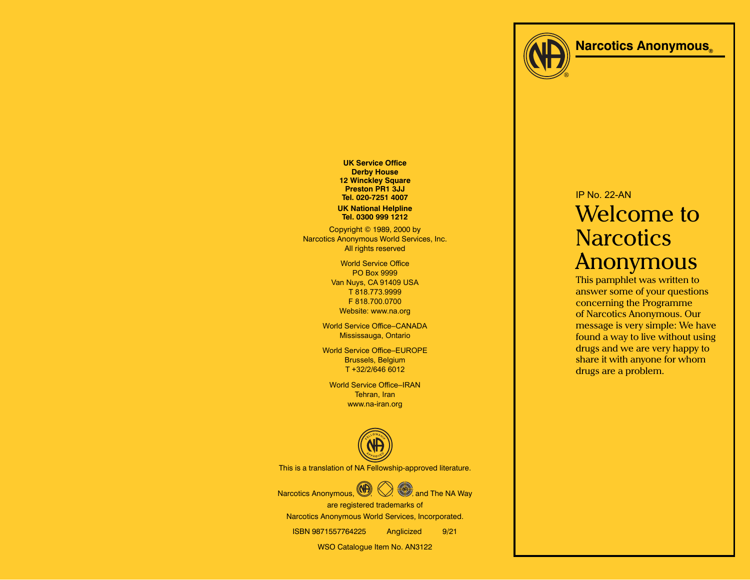**UK Service Office**
**Derby House**
**12 Winckley Square**
**Preston PR1 3JJ**
**Tel. 020-7251 4007**

**UK National Helpline**
**Tel. 0300 999 1212**

Copyright © 1989, 2000 by
Narcotics Anonymous World Services, Inc.
All rights reserved

World Service Office
PO Box 9999
Van Nuys, CA 91409 USA
T 818.773.9999
F 818.700.0700
Website: www.na.org

World Service Office–CANADA
Mississauga, Ontario

World Service Office–EUROPE
Brussels, Belgium
T +32/2/646 6012

World Service Office–IRAN
Tehran, Iran
www.na-iran.org

This is a translation of NA Fellowship-approved literature.

Narcotics Anonymous, , , , and The NA Way are registered trademarks of Narcotics Anonymous World Services, Incorporated.

ISBN 9871557764225 Anglicized 9/21

WSO Catalogue Item No. AN3122

**Narcotics Anonymous®**

IP No. 22-AN

# Welcome to Narcotics Anonymous

This pamphlet was written to answer some of your questions concerning the Programme of Narcotics Anonymous. Our message is very simple: We have found a way to live without using drugs and we are very happy to share it with anyone for whom drugs are a problem.